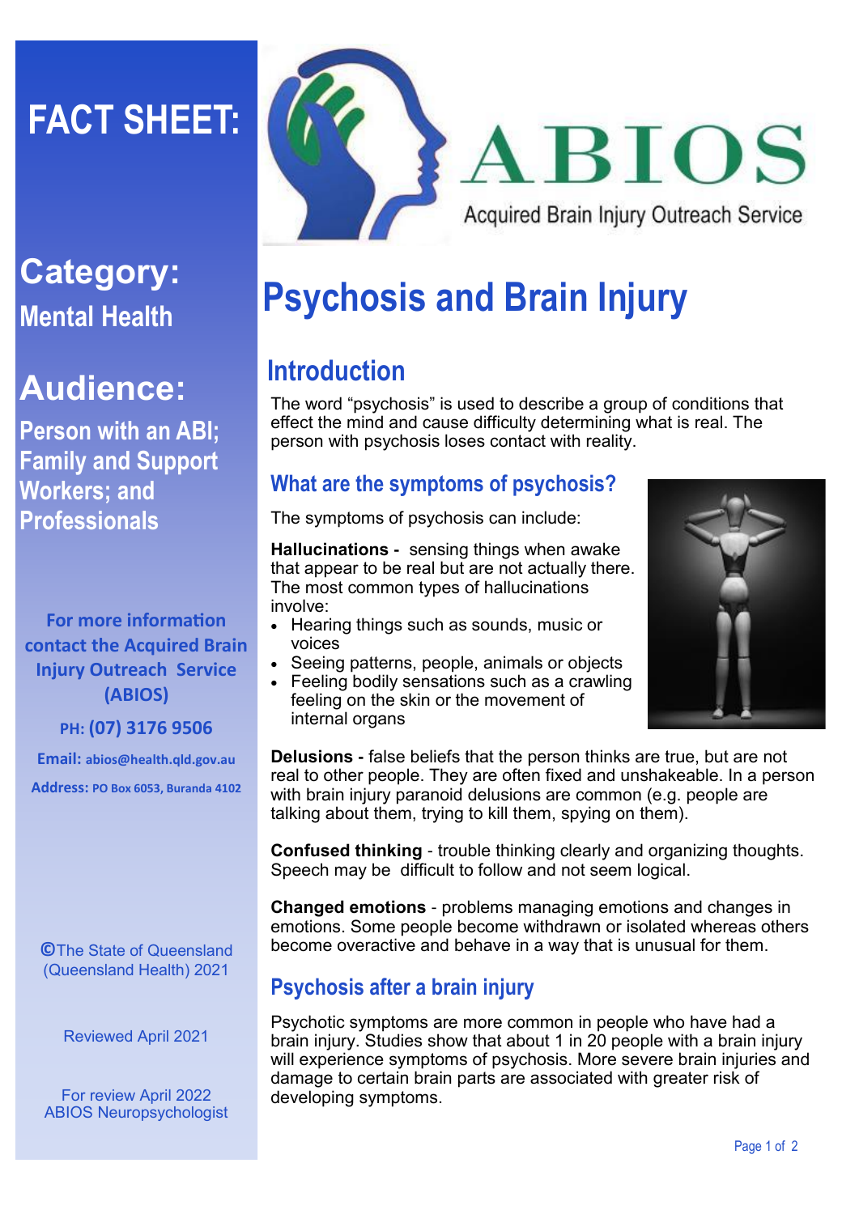# FACT SHEET:

**ABIOS**

Acquired Brain Injury Outreach Service

## Category:

**Mental Health**

## Audience:

**Person with an ABI; Family and Support Workers; and Professionals**

**For more information contact the Acquired Brain Injury Outreach Service (ABIOS)**

**PH: (07) 3176 9506**

**Email: abios@health.qld.gov.au**

**Address: PO Box 6053, Buranda 4102**

©The State of Queensland (Queensland Health) 2021

Reviewed April 2021

For review April 2022
ABIOS Neuropsychologist

# Psychosis and Brain Injury

## Introduction

The word "psychosis" is used to describe a group of conditions that effect the mind and cause difficulty determining what is real. The person with psychosis loses contact with reality.

### What are the symptoms of psychosis?

The symptoms of psychosis can include:

**Hallucinations -** sensing things when awake that appear to be real but are not actually there. The most common types of hallucinations involve:

- Hearing things such as sounds, music or voices
- Seeing patterns, people, animals or objects
- Feeling bodily sensations such as a crawling feeling on the skin or the movement of internal organs

**Delusions -** false beliefs that the person thinks are true, but are not real to other people. They are often fixed and unshakeable. In a person with brain injury paranoid delusions are common (e.g. people are talking about them, trying to kill them, spying on them).

**Confused thinking** - trouble thinking clearly and organizing thoughts. Speech may be difficult to follow and not seem logical.

**Changed emotions** - problems managing emotions and changes in emotions. Some people become withdrawn or isolated whereas others become overactive and behave in a way that is unusual for them.

### Psychosis after a brain injury

Psychotic symptoms are more common in people who have had a brain injury. Studies show that about 1 in 20 people with a brain injury will experience symptoms of psychosis. More severe brain injuries and damage to certain brain parts are associated with greater risk of developing symptoms.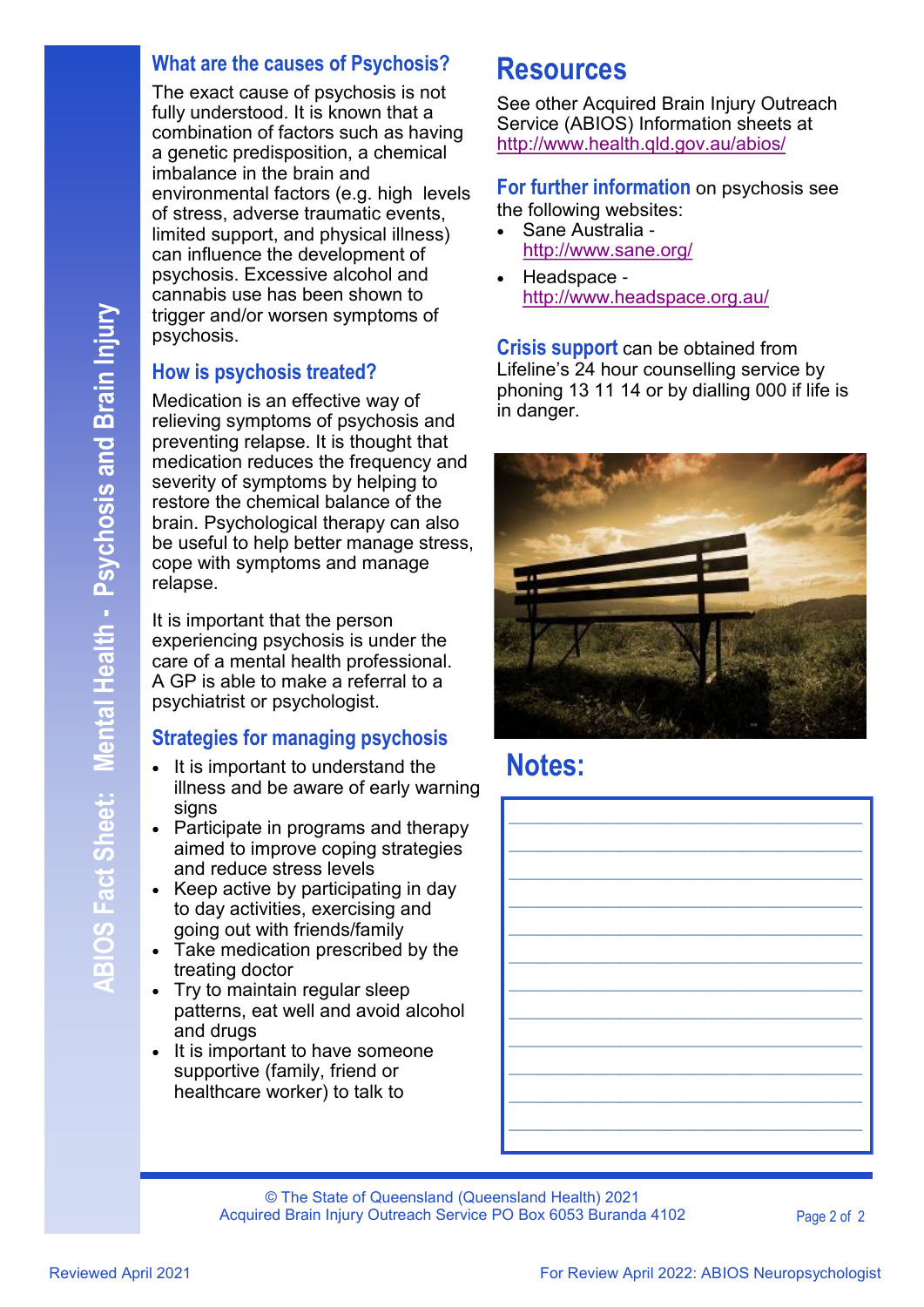## What are the causes of Psychosis?

The exact cause of psychosis is not fully understood. It is known that a combination of factors such as having a genetic predisposition, a chemical imbalance in the brain and environmental factors (e.g. high levels of stress, adverse traumatic events, limited support, and physical illness) can influence the development of psychosis. Excessive alcohol and cannabis use has been shown to trigger and/or worsen symptoms of psychosis.

## How is psychosis treated?

Medication is an effective way of relieving symptoms of psychosis and preventing relapse. It is thought that medication reduces the frequency and severity of symptoms by helping to restore the chemical balance of the brain. Psychological therapy can also be useful to help better manage stress, cope with symptoms and manage relapse.

It is important that the person experiencing psychosis is under the care of a mental health professional. A GP is able to make a referral to a psychiatrist or psychologist.

## Strategies for managing psychosis

- It is important to understand the illness and be aware of early warning signs
- Participate in programs and therapy aimed to improve coping strategies and reduce stress levels
- Keep active by participating in day to day activities, exercising and going out with friends/family
- Take medication prescribed by the treating doctor
- Try to maintain regular sleep patterns, eat well and avoid alcohol and drugs
- It is important to have someone supportive (family, friend or healthcare worker) to talk to

# Resources

See other Acquired Brain Injury Outreach Service (ABIOS) Information sheets at http://www.health.qld.gov.au/abios/

**For further information** on psychosis see the following websites:

- Sane Australia - http://www.sane.org/
- Headspace - http://www.headspace.org.au/

**Crisis support** can be obtained from Lifeline's 24 hour counselling service by phoning 13 11 14 or by dialling 000 if life is in danger.

# Notes:

© The State of Queensland (Queensland Health) 2021
Acquired Brain Injury Outreach Service PO Box 6053 Buranda 4102

Reviewed April 2021

For Review April 2022: ABIOS Neuropsychologist